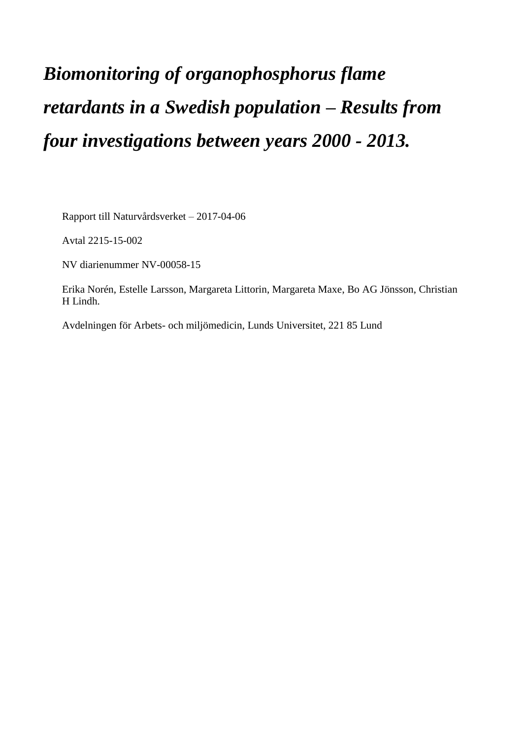# *Biomonitoring of organophosphorus flame retardants in a Swedish population – Results from four investigations between years 2000 - 2013.*

Rapport till Naturvårdsverket – 2017-04-06

Avtal 2215-15-002

NV diarienummer NV-00058-15

Erika Norén, Estelle Larsson, Margareta Littorin, Margareta Maxe, Bo AG Jönsson, Christian H Lindh.

Avdelningen för Arbets- och miljömedicin, Lunds Universitet, 221 85 Lund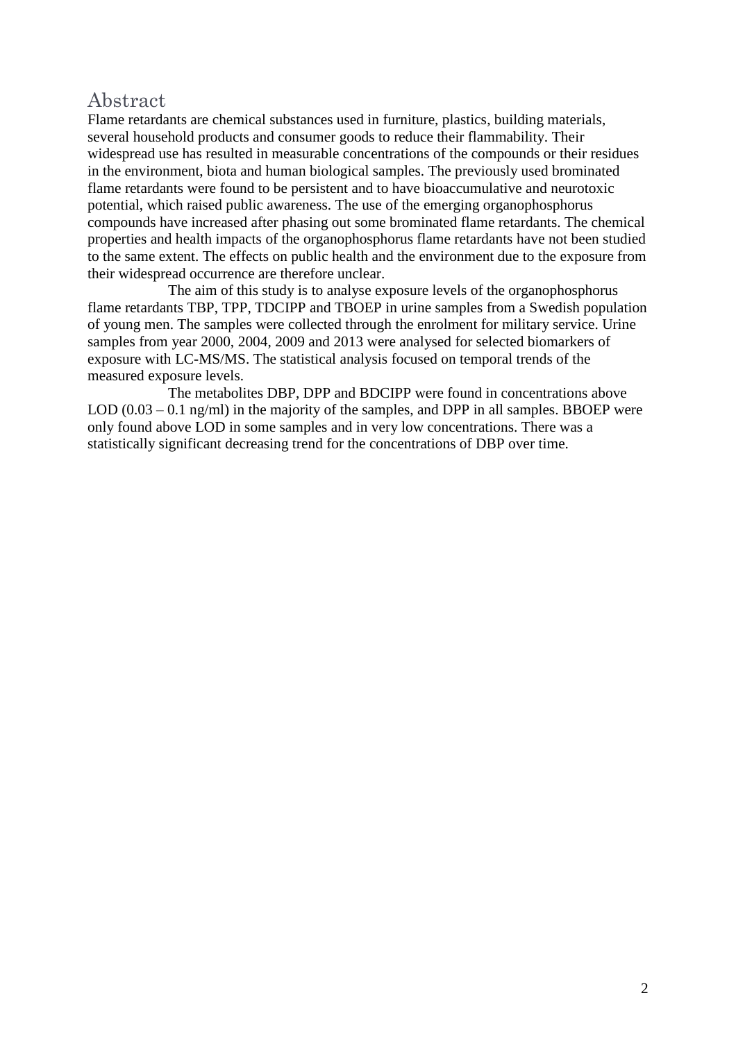## Abstract

Flame retardants are chemical substances used in furniture, plastics, building materials, several household products and consumer goods to reduce their flammability. Their widespread use has resulted in measurable concentrations of the compounds or their residues in the environment, biota and human biological samples. The previously used brominated flame retardants were found to be persistent and to have bioaccumulative and neurotoxic potential, which raised public awareness. The use of the emerging organophosphorus compounds have increased after phasing out some brominated flame retardants. The chemical properties and health impacts of the organophosphorus flame retardants have not been studied to the same extent. The effects on public health and the environment due to the exposure from their widespread occurrence are therefore unclear.

The aim of this study is to analyse exposure levels of the organophosphorus flame retardants TBP, TPP, TDCIPP and TBOEP in urine samples from a Swedish population of young men. The samples were collected through the enrolment for military service. Urine samples from year 2000, 2004, 2009 and 2013 were analysed for selected biomarkers of exposure with LC-MS/MS. The statistical analysis focused on temporal trends of the measured exposure levels.

The metabolites DBP, DPP and BDCIPP were found in concentrations above LOD (0.03 – 0.1 ng/ml) in the majority of the samples, and DPP in all samples. BBOEP were only found above LOD in some samples and in very low concentrations. There was a statistically significant decreasing trend for the concentrations of DBP over time.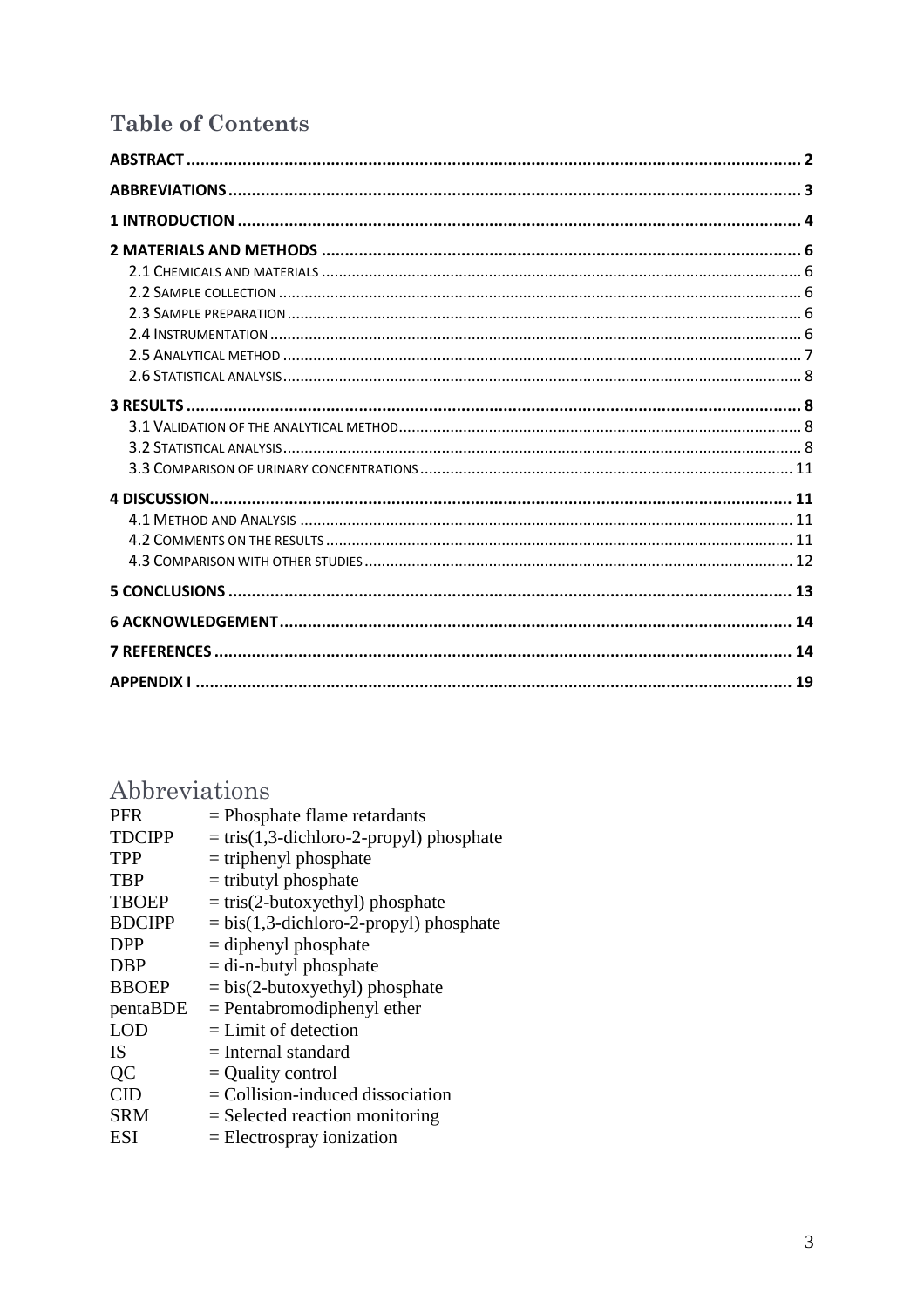## Table of Contents

- **ABSTRACT** ..... 2
- **ABBREVIATIONS** ..... 3
- **1 INTRODUCTION** ..... 4
- **2 MATERIALS AND METHODS** ..... 6
  - 2.1 Chemicals and materials ..... 6
  - 2.2 Sample collection ..... 6
  - 2.3 Sample preparation ..... 6
  - 2.4 Instrumentation ..... 6
  - 2.5 Analytical method ..... 7
  - 2.6 Statistical analysis ..... 8
- **3 RESULTS** ..... 8
  - 3.1 Validation of the analytical method ..... 8
  - 3.2 Statistical analysis ..... 8
  - 3.3 Comparison of urinary concentrations ..... 11
- **4 DISCUSSION** ..... 11
  - 4.1 Method and Analysis ..... 11
  - 4.2 Comments on the results ..... 11
  - 4.3 Comparison with other studies ..... 12
- **5 CONCLUSIONS** ..... 13
- **6 ACKNOWLEDGEMENT** ..... 14
- **7 REFERENCES** ..... 14
- **APPENDIX I** ..... 19

## Abbreviations

| | |
|---|---|
| PFR | = Phosphate flame retardants |
| TDCIPP | = tris(1,3-dichloro-2-propyl) phosphate |
| TPP | = triphenyl phosphate |
| TBP | = tributyl phosphate |
| TBOEP | = tris(2-butoxyethyl) phosphate |
| BDCIPP | = bis(1,3-dichloro-2-propyl) phosphate |
| DPP | = diphenyl phosphate |
| DBP | = di-n-butyl phosphate |
| BBOEP | = bis(2-butoxyethyl) phosphate |
| pentaBDE | = Pentabromodiphenyl ether |
| LOD | = Limit of detection |
| IS | = Internal standard |
| QC | = Quality control |
| CID | = Collision-induced dissociation |
| SRM | = Selected reaction monitoring |
| ESI | = Electrospray ionization |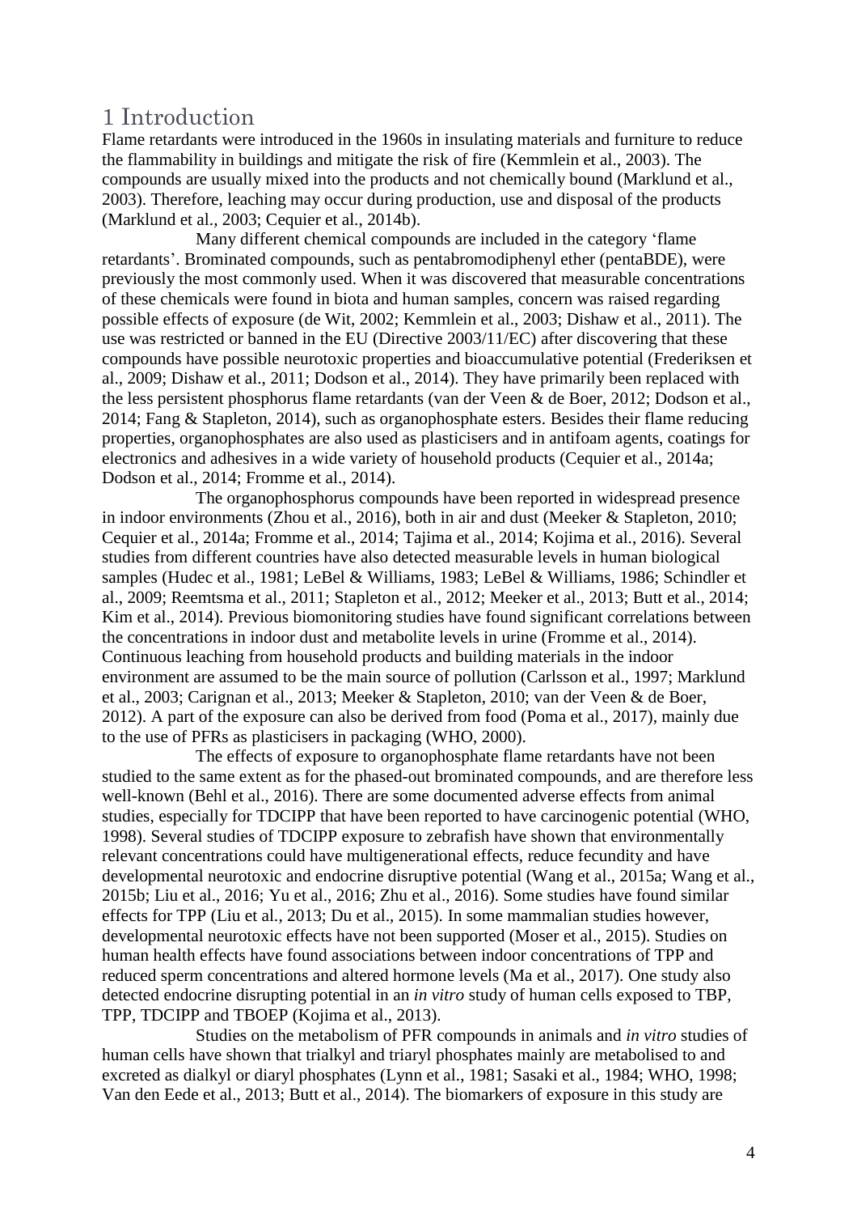# 1 Introduction

Flame retardants were introduced in the 1960s in insulating materials and furniture to reduce the flammability in buildings and mitigate the risk of fire (Kemmlein et al., 2003). The compounds are usually mixed into the products and not chemically bound (Marklund et al., 2003). Therefore, leaching may occur during production, use and disposal of the products (Marklund et al., 2003; Cequier et al., 2014b).

Many different chemical compounds are included in the category 'flame retardants'. Brominated compounds, such as pentabromodiphenyl ether (pentaBDE), were previously the most commonly used. When it was discovered that measurable concentrations of these chemicals were found in biota and human samples, concern was raised regarding possible effects of exposure (de Wit, 2002; Kemmlein et al., 2003; Dishaw et al., 2011). The use was restricted or banned in the EU (Directive 2003/11/EC) after discovering that these compounds have possible neurotoxic properties and bioaccumulative potential (Frederiksen et al., 2009; Dishaw et al., 2011; Dodson et al., 2014). They have primarily been replaced with the less persistent phosphorus flame retardants (van der Veen & de Boer, 2012; Dodson et al., 2014; Fang & Stapleton, 2014), such as organophosphate esters. Besides their flame reducing properties, organophosphates are also used as plasticisers and in antifoam agents, coatings for electronics and adhesives in a wide variety of household products (Cequier et al., 2014a; Dodson et al., 2014; Fromme et al., 2014).

The organophosphorus compounds have been reported in widespread presence in indoor environments (Zhou et al., 2016), both in air and dust (Meeker & Stapleton, 2010; Cequier et al., 2014a; Fromme et al., 2014; Tajima et al., 2014; Kojima et al., 2016). Several studies from different countries have also detected measurable levels in human biological samples (Hudec et al., 1981; LeBel & Williams, 1983; LeBel & Williams, 1986; Schindler et al., 2009; Reemtsma et al., 2011; Stapleton et al., 2012; Meeker et al., 2013; Butt et al., 2014; Kim et al., 2014). Previous biomonitoring studies have found significant correlations between the concentrations in indoor dust and metabolite levels in urine (Fromme et al., 2014). Continuous leaching from household products and building materials in the indoor environment are assumed to be the main source of pollution (Carlsson et al., 1997; Marklund et al., 2003; Carignan et al., 2013; Meeker & Stapleton, 2010; van der Veen & de Boer, 2012). A part of the exposure can also be derived from food (Poma et al., 2017), mainly due to the use of PFRs as plasticisers in packaging (WHO, 2000).

The effects of exposure to organophosphate flame retardants have not been studied to the same extent as for the phased-out brominated compounds, and are therefore less well-known (Behl et al., 2016). There are some documented adverse effects from animal studies, especially for TDCIPP that have been reported to have carcinogenic potential (WHO, 1998). Several studies of TDCIPP exposure to zebrafish have shown that environmentally relevant concentrations could have multigenerational effects, reduce fecundity and have developmental neurotoxic and endocrine disruptive potential (Wang et al., 2015a; Wang et al., 2015b; Liu et al., 2016; Yu et al., 2016; Zhu et al., 2016). Some studies have found similar effects for TPP (Liu et al., 2013; Du et al., 2015). In some mammalian studies however, developmental neurotoxic effects have not been supported (Moser et al., 2015). Studies on human health effects have found associations between indoor concentrations of TPP and reduced sperm concentrations and altered hormone levels (Ma et al., 2017). One study also detected endocrine disrupting potential in an *in vitro* study of human cells exposed to TBP, TPP, TDCIPP and TBOEP (Kojima et al., 2013).

Studies on the metabolism of PFR compounds in animals and *in vitro* studies of human cells have shown that trialkyl and triaryl phosphates mainly are metabolised to and excreted as dialkyl or diaryl phosphates (Lynn et al., 1981; Sasaki et al., 1984; WHO, 1998; Van den Eede et al., 2013; Butt et al., 2014). The biomarkers of exposure in this study are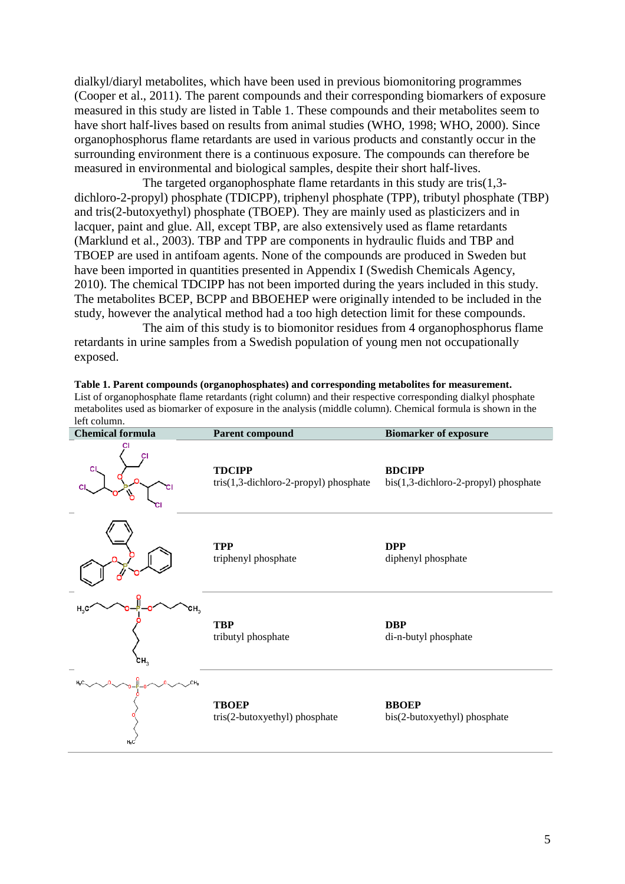dialkyl/diaryl metabolites, which have been used in previous biomonitoring programmes (Cooper et al., 2011). The parent compounds and their corresponding biomarkers of exposure measured in this study are listed in Table 1. These compounds and their metabolites seem to have short half-lives based on results from animal studies (WHO, 1998; WHO, 2000). Since organophosphorus flame retardants are used in various products and constantly occur in the surrounding environment there is a continuous exposure. The compounds can therefore be measured in environmental and biological samples, despite their short half-lives.

The targeted organophosphate flame retardants in this study are tris(1,3-dichloro-2-propyl) phosphate (TDICPP), triphenyl phosphate (TPP), tributyl phosphate (TBP) and tris(2-butoxyethyl) phosphate (TBOEP). They are mainly used as plasticizers and in lacquer, paint and glue. All, except TBP, are also extensively used as flame retardants (Marklund et al., 2003). TBP and TPP are components in hydraulic fluids and TBP and TBOEP are used in antifoam agents. None of the compounds are produced in Sweden but have been imported in quantities presented in Appendix I (Swedish Chemicals Agency, 2010). The chemical TDCIPP has not been imported during the years included in this study. The metabolites BCEP, BCPP and BBOEHEP were originally intended to be included in the study, however the analytical method had a too high detection limit for these compounds.

The aim of this study is to biomonitor residues from 4 organophosphorus flame retardants in urine samples from a Swedish population of young men not occupationally exposed.

**Table 1. Parent compounds (organophosphates) and corresponding metabolites for measurement.** List of organophosphate flame retardants (right column) and their respective corresponding dialkyl phosphate metabolites used as biomarker of exposure in the analysis (middle column). Chemical formula is shown in the left column.

| Chemical formula | Parent compound | Biomarker of exposure |
|---|---|---|
| | **TDCIPP** tris(1,3-dichloro-2-propyl) phosphate | **BDCIPP** bis(1,3-dichloro-2-propyl) phosphate |
| | **TPP** triphenyl phosphate | **DPP** diphenyl phosphate |
| | **TBP** tributyl phosphate | **DBP** di-n-butyl phosphate |
| | **TBOEP** tris(2-butoxyethyl) phosphate | **BBOEP** bis(2-butoxyethyl) phosphate |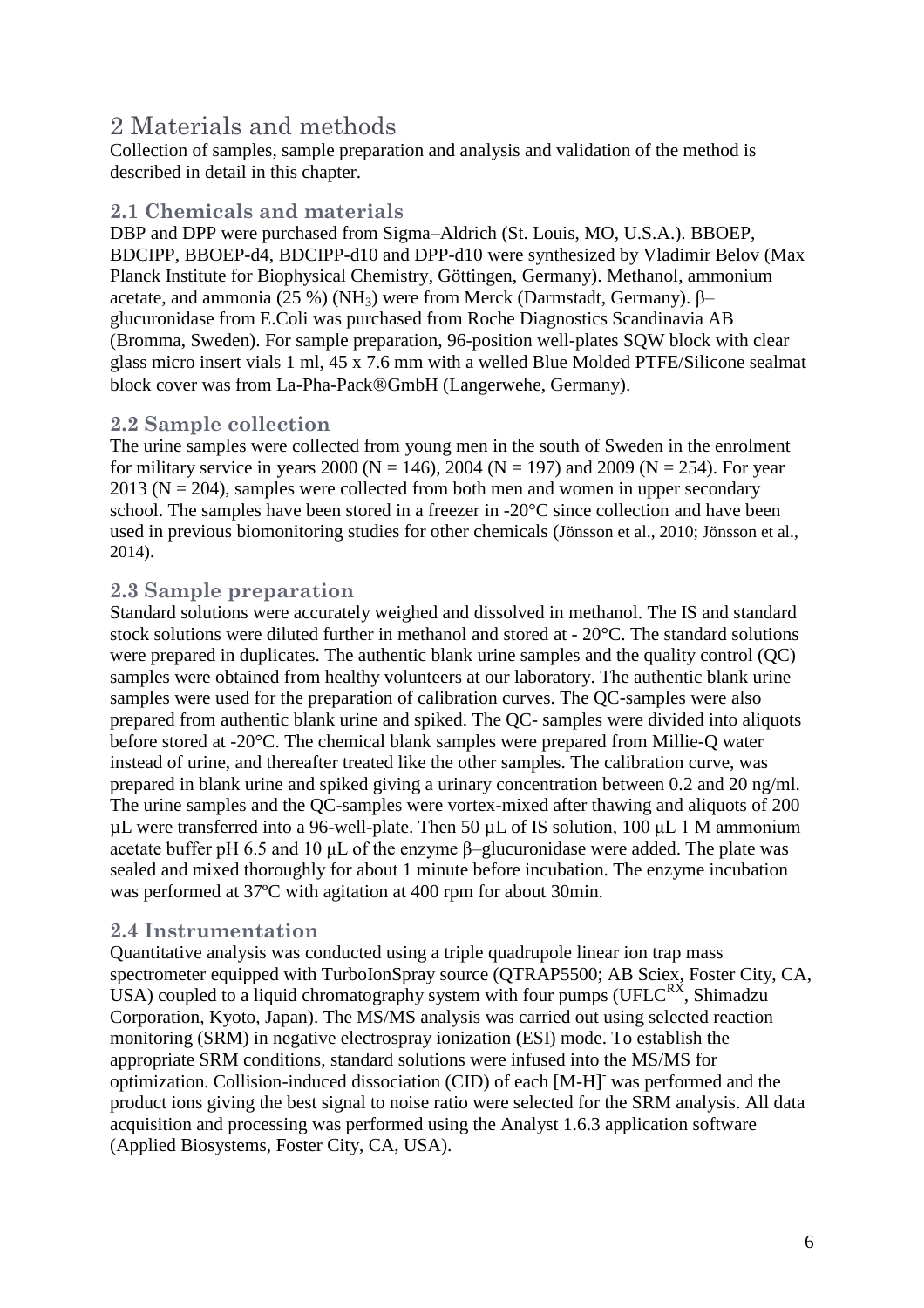# 2 Materials and methods

Collection of samples, sample preparation and analysis and validation of the method is described in detail in this chapter.

## 2.1 Chemicals and materials

DBP and DPP were purchased from Sigma–Aldrich (St. Louis, MO, U.S.A.). BBOEP, BDCIPP, BBOEP-d4, BDCIPP-d10 and DPP-d10 were synthesized by Vladimir Belov (Max Planck Institute for Biophysical Chemistry, Göttingen, Germany). Methanol, ammonium acetate, and ammonia (25 %) ($NH_3$) were from Merck (Darmstadt, Germany). β–glucuronidase from E.Coli was purchased from Roche Diagnostics Scandinavia AB (Bromma, Sweden). For sample preparation, 96-position well-plates SQW block with clear glass micro insert vials 1 ml, 45 x 7.6 mm with a welled Blue Molded PTFE/Silicone sealmat block cover was from La-Pha-Pack®GmbH (Langerwehe, Germany).

## 2.2 Sample collection

The urine samples were collected from young men in the south of Sweden in the enrolment for military service in years 2000 (N = 146), 2004 (N = 197) and 2009 (N = 254). For year 2013 (N = 204), samples were collected from both men and women in upper secondary school. The samples have been stored in a freezer in -20°C since collection and have been used in previous biomonitoring studies for other chemicals (Jönsson et al., 2010; Jönsson et al., 2014).

## 2.3 Sample preparation

Standard solutions were accurately weighed and dissolved in methanol. The IS and standard stock solutions were diluted further in methanol and stored at - 20°C. The standard solutions were prepared in duplicates. The authentic blank urine samples and the quality control (QC) samples were obtained from healthy volunteers at our laboratory. The authentic blank urine samples were used for the preparation of calibration curves. The QC-samples were also prepared from authentic blank urine and spiked. The QC- samples were divided into aliquots before stored at -20°C. The chemical blank samples were prepared from Millie-Q water instead of urine, and thereafter treated like the other samples. The calibration curve, was prepared in blank urine and spiked giving a urinary concentration between 0.2 and 20 ng/ml. The urine samples and the QC-samples were vortex-mixed after thawing and aliquots of 200 µL were transferred into a 96-well-plate. Then 50 µL of IS solution, 100 µL 1 M ammonium acetate buffer pH 6.5 and 10 µL of the enzyme β–glucuronidase were added. The plate was sealed and mixed thoroughly for about 1 minute before incubation. The enzyme incubation was performed at 37ºC with agitation at 400 rpm for about 30min.

## 2.4 Instrumentation

Quantitative analysis was conducted using a triple quadrupole linear ion trap mass spectrometer equipped with TurboIonSpray source (QTRAP5500; AB Sciex, Foster City, CA, USA) coupled to a liquid chromatography system with four pumps (UFLC$^{RX}$, Shimadzu Corporation, Kyoto, Japan). The MS/MS analysis was carried out using selected reaction monitoring (SRM) in negative electrospray ionization (ESI) mode. To establish the appropriate SRM conditions, standard solutions were infused into the MS/MS for optimization. Collision-induced dissociation (CID) of each $[M-H]^-$ was performed and the product ions giving the best signal to noise ratio were selected for the SRM analysis. All data acquisition and processing was performed using the Analyst 1.6.3 application software (Applied Biosystems, Foster City, CA, USA).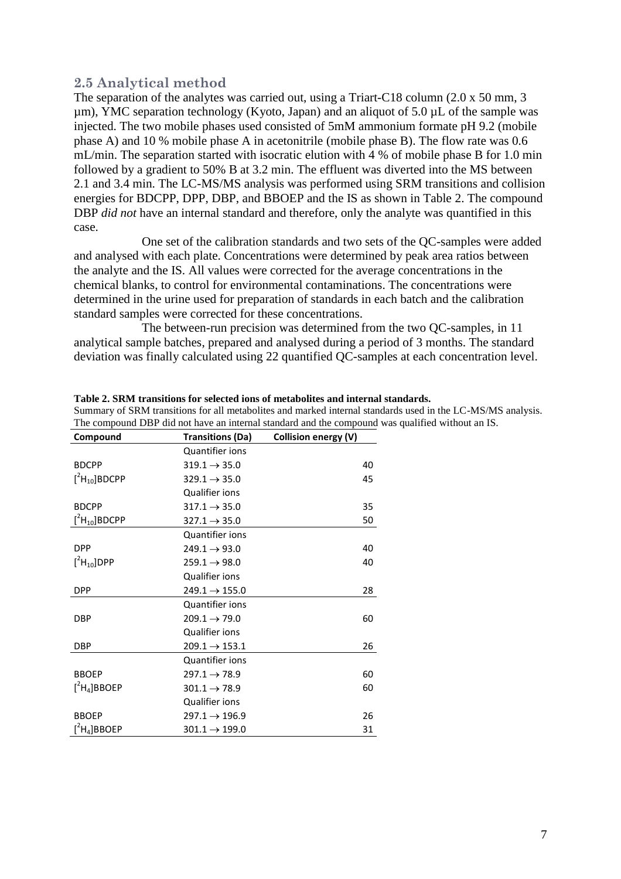## 2.5 Analytical method

The separation of the analytes was carried out, using a Triart-C18 column (2.0 x 50 mm, 3 µm), YMC separation technology (Kyoto, Japan) and an aliquot of 5.0 µL of the sample was injected. The two mobile phases used consisted of 5mM ammonium formate pH 9.2 (mobile phase A) and 10 % mobile phase A in acetonitrile (mobile phase B). The flow rate was 0.6 mL/min. The separation started with isocratic elution with 4 % of mobile phase B for 1.0 min followed by a gradient to 50% B at 3.2 min. The effluent was diverted into the MS between 2.1 and 3.4 min. The LC-MS/MS analysis was performed using SRM transitions and collision energies for BDCPP, DPP, DBP, and BBOEP and the IS as shown in Table 2. The compound DBP *did not* have an internal standard and therefore, only the analyte was quantified in this case.

One set of the calibration standards and two sets of the QC-samples were added and analysed with each plate. Concentrations were determined by peak area ratios between the analyte and the IS. All values were corrected for the average concentrations in the chemical blanks, to control for environmental contaminations. The concentrations were determined in the urine used for preparation of standards in each batch and the calibration standard samples were corrected for these concentrations.

The between-run precision was determined from the two QC-samples, in 11 analytical sample batches, prepared and analysed during a period of 3 months. The standard deviation was finally calculated using 22 quantified QC-samples at each concentration level.

**Table 2. SRM transitions for selected ions of metabolites and internal standards.**
Summary of SRM transitions for all metabolites and marked internal standards used in the LC-MS/MS analysis. The compound DBP did not have an internal standard and the compound was qualified without an IS.

| Compound | Transitions (Da) | Collision energy (V) |
|---|---|---|
| | Quantifier ions | |
| BDCPP | 319.1 → 35.0 | 40 |
| $[^2H_{10}]$BDCPP | 329.1 → 35.0 | 45 |
| | Qualifier ions | |
| BDCPP | 317.1 → 35.0 | 35 |
| $[^2H_{10}]$BDCPP | 327.1 → 35.0 | 50 |
| | Quantifier ions | |
| DPP | 249.1 → 93.0 | 40 |
| $[^2H_{10}]$DPP | 259.1 → 98.0 | 40 |
| | Qualifier ions | |
| DPP | 249.1 → 155.0 | 28 |
| | Quantifier ions | |
| DBP | 209.1 → 79.0 | 60 |
| | Qualifier ions | |
| DBP | 209.1 → 153.1 | 26 |
| | Quantifier ions | |
| BBOEP | 297.1 → 78.9 | 60 |
| $[^2H_4]$BBOEP | 301.1 → 78.9 | 60 |
| | Qualifier ions | |
| BBOEP | 297.1 → 196.9 | 26 |
| $[^2H_4]$BBOEP | 301.1 → 199.0 | 31 |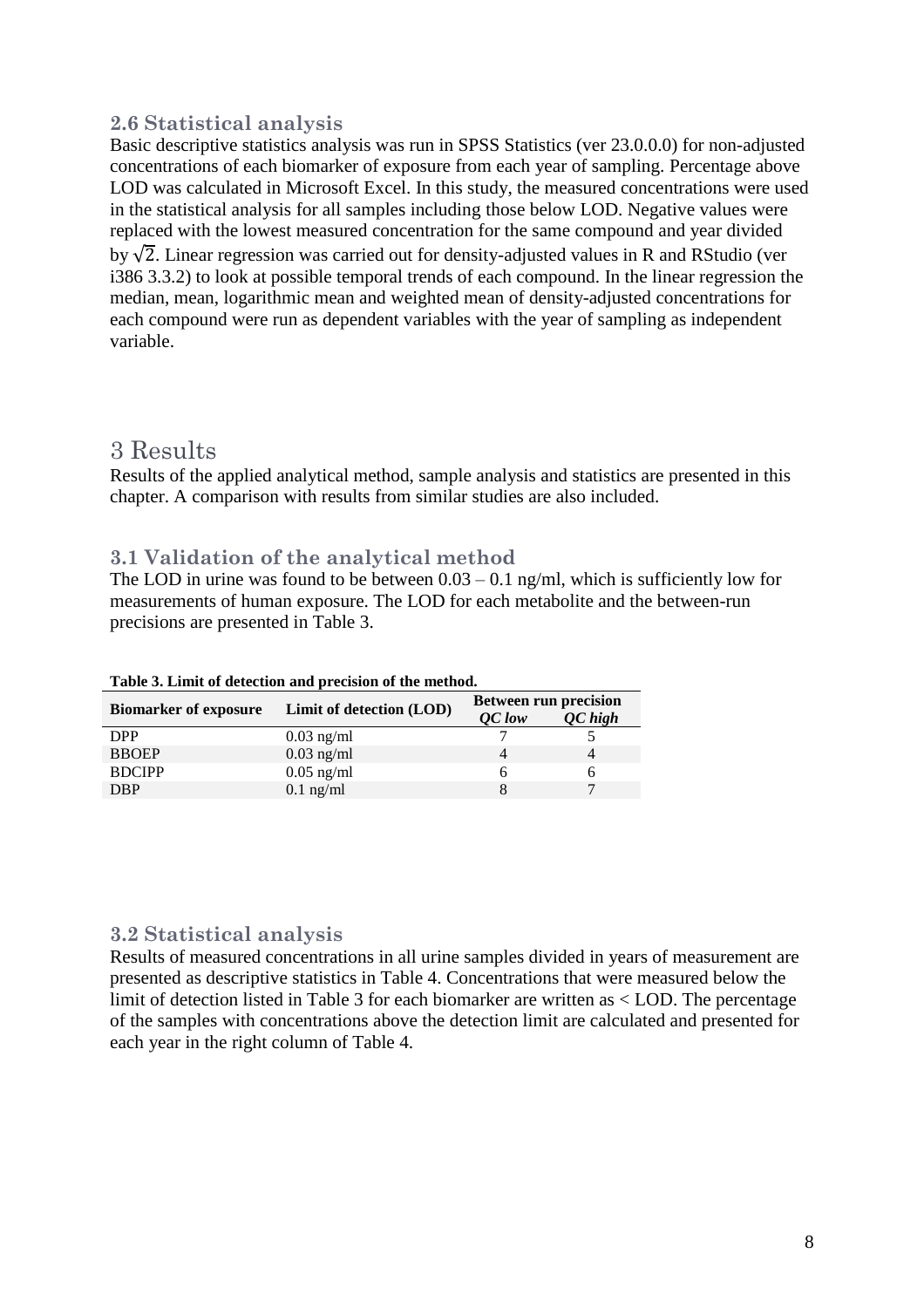### 2.6 Statistical analysis

Basic descriptive statistics analysis was run in SPSS Statistics (ver 23.0.0.0) for non-adjusted concentrations of each biomarker of exposure from each year of sampling. Percentage above LOD was calculated in Microsoft Excel. In this study, the measured concentrations were used in the statistical analysis for all samples including those below LOD. Negative values were replaced with the lowest measured concentration for the same compound and year divided by $\sqrt{2}$. Linear regression was carried out for density-adjusted values in R and RStudio (ver i386 3.3.2) to look at possible temporal trends of each compound. In the linear regression the median, mean, logarithmic mean and weighted mean of density-adjusted concentrations for each compound were run as dependent variables with the year of sampling as independent variable.

# 3 Results

Results of the applied analytical method, sample analysis and statistics are presented in this chapter. A comparison with results from similar studies are also included.

### 3.1 Validation of the analytical method

The LOD in urine was found to be between 0.03 – 0.1 ng/ml, which is sufficiently low for measurements of human exposure. The LOD for each metabolite and the between-run precisions are presented in Table 3.

**Table 3. Limit of detection and precision of the method.**

| Biomarker of exposure | Limit of detection (LOD) | Between run precision | |
|---|---|---|---|
| | | *QC low* | *QC high* |
| DPP | 0.03 ng/ml | 7 | 5 |
| BBOEP | 0.03 ng/ml | 4 | 4 |
| BDCIPP | 0.05 ng/ml | 6 | 6 |
| DBP | 0.1 ng/ml | 8 | 7 |

### 3.2 Statistical analysis

Results of measured concentrations in all urine samples divided in years of measurement are presented as descriptive statistics in Table 4. Concentrations that were measured below the limit of detection listed in Table 3 for each biomarker are written as < LOD. The percentage of the samples with concentrations above the detection limit are calculated and presented for each year in the right column of Table 4.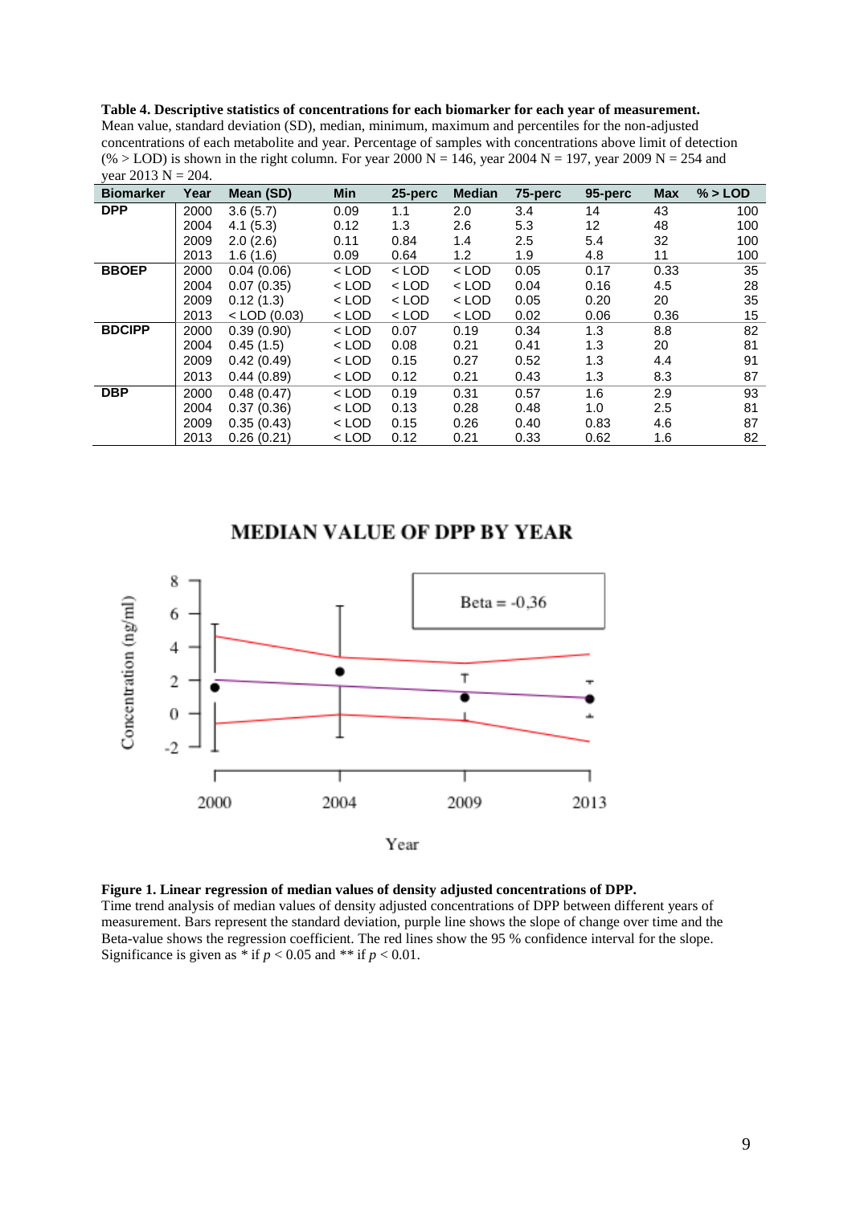**Table 4. Descriptive statistics of concentrations for each biomarker for each year of measurement.** Mean value, standard deviation (SD), median, minimum, maximum and percentiles for the non-adjusted concentrations of each metabolite and year. Percentage of samples with concentrations above limit of detection (% > LOD) is shown in the right column. For year 2000 N = 146, year 2004 N = 197, year 2009 N = 254 and year 2013 N = 204.

| Biomarker | Year | Mean (SD) | Min | 25-perc | Median | 75-perc | 95-perc | Max | % > LOD |
|---|---|---|---|---|---|---|---|---|---|
| **DPP** | 2000 | 3.6 (5.7) | 0.09 | 1.1 | 2.0 | 3.4 | 14 | 43 | 100 |
| | 2004 | 4.1 (5.3) | 0.12 | 1.3 | 2.6 | 5.3 | 12 | 48 | 100 |
| | 2009 | 2.0 (2.6) | 0.11 | 0.84 | 1.4 | 2.5 | 5.4 | 32 | 100 |
| | 2013 | 1.6 (1.6) | 0.09 | 0.64 | 1.2 | 1.9 | 4.8 | 11 | 100 |
| **BBOEP** | 2000 | 0.04 (0.06) | < LOD | < LOD | < LOD | 0.05 | 0.17 | 0.33 | 35 |
| | 2004 | 0.07 (0.35) | < LOD | < LOD | < LOD | 0.04 | 0.16 | 4.5 | 28 |
| | 2009 | 0.12 (1.3) | < LOD | < LOD | < LOD | 0.05 | 0.20 | 20 | 35 |
| | 2013 | < LOD (0.03) | < LOD | < LOD | < LOD | 0.02 | 0.06 | 0.36 | 15 |
| **BDCIPP** | 2000 | 0.39 (0.90) | < LOD | 0.07 | 0.19 | 0.34 | 1.3 | 8.8 | 82 |
| | 2004 | 0.45 (1.5) | < LOD | 0.08 | 0.21 | 0.41 | 1.3 | 20 | 81 |
| | 2009 | 0.42 (0.49) | < LOD | 0.15 | 0.27 | 0.52 | 1.3 | 4.4 | 91 |
| | 2013 | 0.44 (0.89) | < LOD | 0.12 | 0.21 | 0.43 | 1.3 | 8.3 | 87 |
| **DBP** | 2000 | 0.48 (0.47) | < LOD | 0.19 | 0.31 | 0.57 | 1.6 | 2.9 | 93 |
| | 2004 | 0.37 (0.36) | < LOD | 0.13 | 0.28 | 0.48 | 1.0 | 2.5 | 81 |
| | 2009 | 0.35 (0.43) | < LOD | 0.15 | 0.26 | 0.40 | 0.83 | 4.6 | 87 |
| | 2013 | 0.26 (0.21) | < LOD | 0.12 | 0.21 | 0.33 | 0.62 | 1.6 | 82 |

**Figure 1. Linear regression of median values of density adjusted concentrations of DPP.** Time trend analysis of median values of density adjusted concentrations of DPP between different years of measurement. Bars represent the standard deviation, purple line shows the slope of change over time and the Beta-value shows the regression coefficient. The red lines show the 95 % confidence interval for the slope. Significance is given as * if $p < 0.05$ and ** if $p < 0.01$.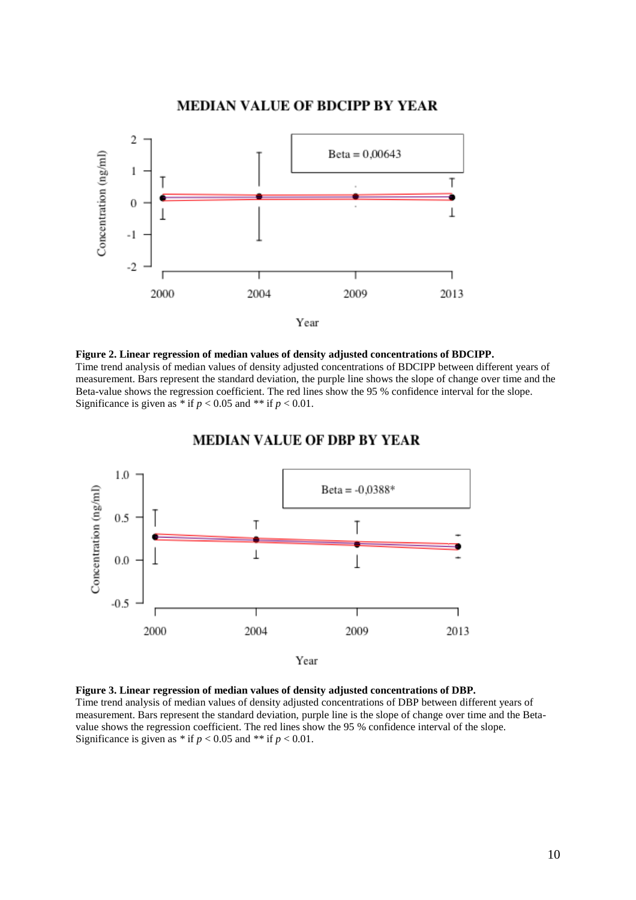**Figure 2. Linear regression of median values of density adjusted concentrations of BDCIPP.**
Time trend analysis of median values of density adjusted concentrations of BDCIPP between different years of measurement. Bars represent the standard deviation, the purple line shows the slope of change over time and the Beta-value shows the regression coefficient. The red lines show the 95 % confidence interval for the slope. Significance is given as * if $p < 0.05$ and ** if $p < 0.01$.

**Figure 3. Linear regression of median values of density adjusted concentrations of DBP.**
Time trend analysis of median values of density adjusted concentrations of DBP between different years of measurement. Bars represent the standard deviation, purple line is the slope of change over time and the Beta-value shows the regression coefficient. The red lines show the 95 % confidence interval of the slope. Significance is given as * if $p < 0.05$ and ** if $p < 0.01$.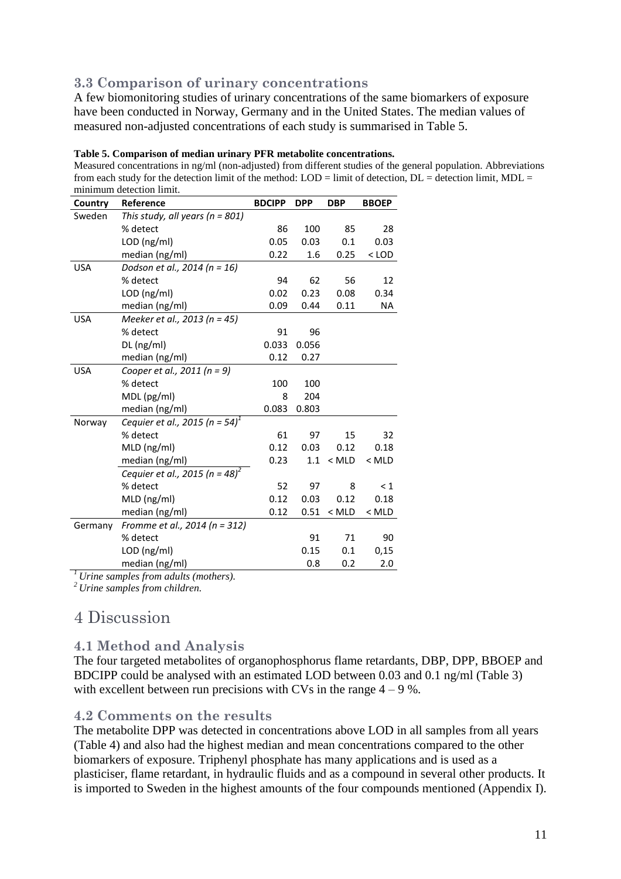### 3.3 Comparison of urinary concentrations

A few biomonitoring studies of urinary concentrations of the same biomarkers of exposure have been conducted in Norway, Germany and in the United States. The median values of measured non-adjusted concentrations of each study is summarised in Table 5.

**Table 5. Comparison of median urinary PFR metabolite concentrations.**
Measured concentrations in ng/ml (non-adjusted) from different studies of the general population. Abbreviations from each study for the detection limit of the method: LOD = limit of detection, DL = detection limit, MDL = minimum detection limit.

| Country | Reference | BDCIPP | DPP | DBP | BBOEP |
|---|---|---|---|---|---|
| Sweden | *This study, all years (n = 801)* | | | | |
| | % detect | 86 | 100 | 85 | 28 |
| | LOD (ng/ml) | 0.05 | 0.03 | 0.1 | 0.03 |
| | median (ng/ml) | 0.22 | 1.6 | 0.25 | < LOD |
| USA | *Dodson et al., 2014 (n = 16)* | | | | |
| | % detect | 94 | 62 | 56 | 12 |
| | LOD (ng/ml) | 0.02 | 0.23 | 0.08 | 0.34 |
| | median (ng/ml) | 0.09 | 0.44 | 0.11 | NA |
| USA | *Meeker et al., 2013 (n = 45)* | | | | |
| | % detect | 91 | 96 | | |
| | DL (ng/ml) | 0.033 | 0.056 | | |
| | median (ng/ml) | 0.12 | 0.27 | | |
| USA | *Cooper et al., 2011 (n = 9)* | | | | |
| | % detect | 100 | 100 | | |
| | MDL (pg/ml) | 8 | 204 | | |
| | median (ng/ml) | 0.083 | 0.803 | | |
| Norway | *Cequier et al., 2015 (n = 54)*[1] | | | | |
| | % detect | 61 | 97 | 15 | 32 |
| | MLD (ng/ml) | 0.12 | 0.03 | 0.12 | 0.18 |
| | median (ng/ml) | 0.23 | 1.1 | < MLD | < MLD |
| | *Cequier et al., 2015 (n = 48)*[2] | | | | |
| | % detect | 52 | 97 | 8 | < 1 |
| | MLD (ng/ml) | 0.12 | 0.03 | 0.12 | 0.18 |
| | median (ng/ml) | 0.12 | 0.51 | < MLD | < MLD |
| Germany | *Fromme et al., 2014 (n = 312)* | | | | |
| | % detect | | 91 | 71 | 90 |
| | LOD (ng/ml) | | 0.15 | 0.1 | 0,15 |
| | median (ng/ml) | | 0.8 | 0.2 | 2.0 |

[1] *Urine samples from adults (mothers).*
[2] *Urine samples from children.*

# 4 Discussion

### 4.1 Method and Analysis

The four targeted metabolites of organophosphorus flame retardants, DBP, DPP, BBOEP and BDCIPP could be analysed with an estimated LOD between 0.03 and 0.1 ng/ml (Table 3) with excellent between run precisions with CVs in the range 4 – 9 %.

### 4.2 Comments on the results

The metabolite DPP was detected in concentrations above LOD in all samples from all years (Table 4) and also had the highest median and mean concentrations compared to the other biomarkers of exposure. Triphenyl phosphate has many applications and is used as a plasticiser, flame retardant, in hydraulic fluids and as a compound in several other products. It is imported to Sweden in the highest amounts of the four compounds mentioned (Appendix I).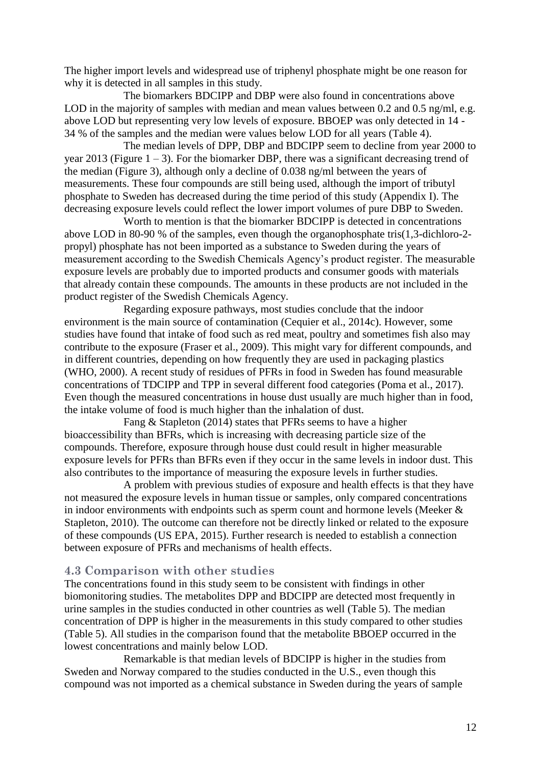The higher import levels and widespread use of triphenyl phosphate might be one reason for why it is detected in all samples in this study.

The biomarkers BDCIPP and DBP were also found in concentrations above LOD in the majority of samples with median and mean values between 0.2 and 0.5 ng/ml, e.g. above LOD but representing very low levels of exposure. BBOEP was only detected in 14 - 34 % of the samples and the median were values below LOD for all years (Table 4).

The median levels of DPP, DBP and BDCIPP seem to decline from year 2000 to year 2013 (Figure 1 – 3). For the biomarker DBP, there was a significant decreasing trend of the median (Figure 3), although only a decline of 0.038 ng/ml between the years of measurements. These four compounds are still being used, although the import of tributyl phosphate to Sweden has decreased during the time period of this study (Appendix I). The decreasing exposure levels could reflect the lower import volumes of pure DBP to Sweden.

Worth to mention is that the biomarker BDCIPP is detected in concentrations above LOD in 80-90 % of the samples, even though the organophosphate tris(1,3-dichloro-2-propyl) phosphate has not been imported as a substance to Sweden during the years of measurement according to the Swedish Chemicals Agency's product register. The measurable exposure levels are probably due to imported products and consumer goods with materials that already contain these compounds. The amounts in these products are not included in the product register of the Swedish Chemicals Agency.

Regarding exposure pathways, most studies conclude that the indoor environment is the main source of contamination (Cequier et al., 2014c). However, some studies have found that intake of food such as red meat, poultry and sometimes fish also may contribute to the exposure (Fraser et al., 2009). This might vary for different compounds, and in different countries, depending on how frequently they are used in packaging plastics (WHO, 2000). A recent study of residues of PFRs in food in Sweden has found measurable concentrations of TDCIPP and TPP in several different food categories (Poma et al., 2017). Even though the measured concentrations in house dust usually are much higher than in food, the intake volume of food is much higher than the inhalation of dust.

Fang & Stapleton (2014) states that PFRs seems to have a higher bioaccessibility than BFRs, which is increasing with decreasing particle size of the compounds. Therefore, exposure through house dust could result in higher measurable exposure levels for PFRs than BFRs even if they occur in the same levels in indoor dust. This also contributes to the importance of measuring the exposure levels in further studies.

A problem with previous studies of exposure and health effects is that they have not measured the exposure levels in human tissue or samples, only compared concentrations in indoor environments with endpoints such as sperm count and hormone levels (Meeker & Stapleton, 2010). The outcome can therefore not be directly linked or related to the exposure of these compounds (US EPA, 2015). Further research is needed to establish a connection between exposure of PFRs and mechanisms of health effects.

### 4.3 Comparison with other studies

The concentrations found in this study seem to be consistent with findings in other biomonitoring studies. The metabolites DPP and BDCIPP are detected most frequently in urine samples in the studies conducted in other countries as well (Table 5). The median concentration of DPP is higher in the measurements in this study compared to other studies (Table 5). All studies in the comparison found that the metabolite BBOEP occurred in the lowest concentrations and mainly below LOD.

Remarkable is that median levels of BDCIPP is higher in the studies from Sweden and Norway compared to the studies conducted in the U.S., even though this compound was not imported as a chemical substance in Sweden during the years of sample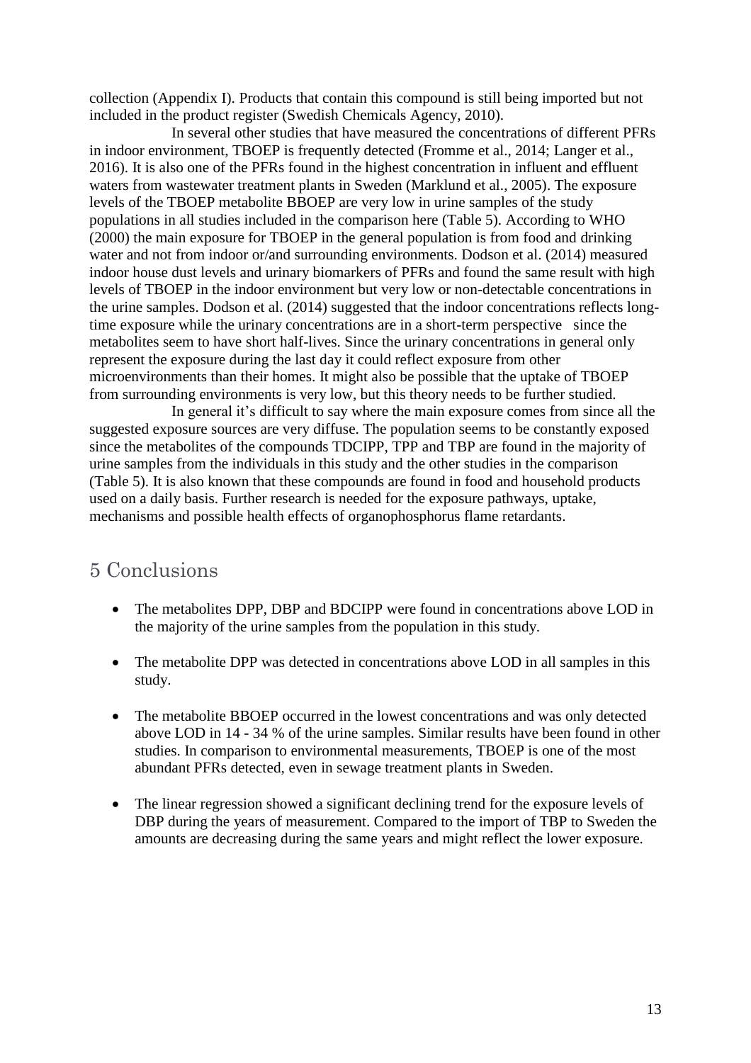collection (Appendix I). Products that contain this compound is still being imported but not included in the product register (Swedish Chemicals Agency, 2010).

In several other studies that have measured the concentrations of different PFRs in indoor environment, TBOEP is frequently detected (Fromme et al., 2014; Langer et al., 2016). It is also one of the PFRs found in the highest concentration in influent and effluent waters from wastewater treatment plants in Sweden (Marklund et al., 2005). The exposure levels of the TBOEP metabolite BBOEP are very low in urine samples of the study populations in all studies included in the comparison here (Table 5). According to WHO (2000) the main exposure for TBOEP in the general population is from food and drinking water and not from indoor or/and surrounding environments. Dodson et al. (2014) measured indoor house dust levels and urinary biomarkers of PFRs and found the same result with high levels of TBOEP in the indoor environment but very low or non-detectable concentrations in the urine samples. Dodson et al. (2014) suggested that the indoor concentrations reflects long-time exposure while the urinary concentrations are in a short-term perspective since the metabolites seem to have short half-lives. Since the urinary concentrations in general only represent the exposure during the last day it could reflect exposure from other microenvironments than their homes. It might also be possible that the uptake of TBOEP from surrounding environments is very low, but this theory needs to be further studied.

In general it's difficult to say where the main exposure comes from since all the suggested exposure sources are very diffuse. The population seems to be constantly exposed since the metabolites of the compounds TDCIPP, TPP and TBP are found in the majority of urine samples from the individuals in this study and the other studies in the comparison (Table 5). It is also known that these compounds are found in food and household products used on a daily basis. Further research is needed for the exposure pathways, uptake, mechanisms and possible health effects of organophosphorus flame retardants.

# 5 Conclusions

- The metabolites DPP, DBP and BDCIPP were found in concentrations above LOD in the majority of the urine samples from the population in this study.
- The metabolite DPP was detected in concentrations above LOD in all samples in this study.
- The metabolite BBOEP occurred in the lowest concentrations and was only detected above LOD in 14 - 34 % of the urine samples. Similar results have been found in other studies. In comparison to environmental measurements, TBOEP is one of the most abundant PFRs detected, even in sewage treatment plants in Sweden.
- The linear regression showed a significant declining trend for the exposure levels of DBP during the years of measurement. Compared to the import of TBP to Sweden the amounts are decreasing during the same years and might reflect the lower exposure.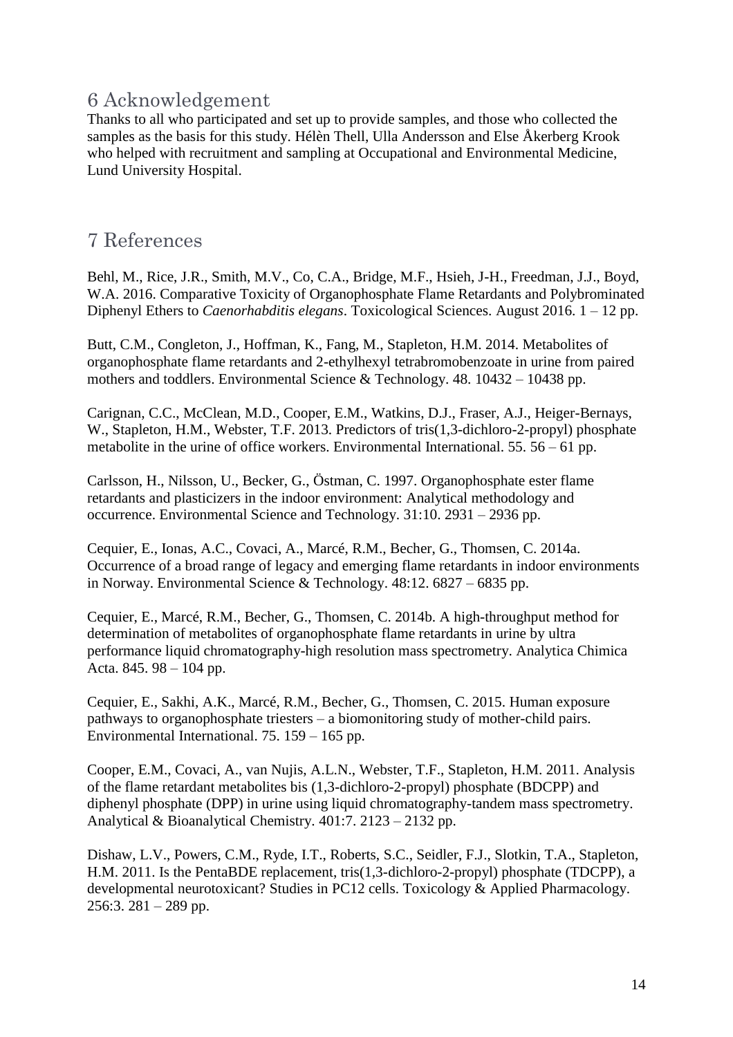# 6 Acknowledgement

Thanks to all who participated and set up to provide samples, and those who collected the samples as the basis for this study. Hélèn Thell, Ulla Andersson and Else Åkerberg Krook who helped with recruitment and sampling at Occupational and Environmental Medicine, Lund University Hospital.

# 7 References

Behl, M., Rice, J.R., Smith, M.V., Co, C.A., Bridge, M.F., Hsieh, J-H., Freedman, J.J., Boyd, W.A. 2016. Comparative Toxicity of Organophosphate Flame Retardants and Polybrominated Diphenyl Ethers to *Caenorhabditis elegans*. Toxicological Sciences. August 2016. 1 – 12 pp.

Butt, C.M., Congleton, J., Hoffman, K., Fang, M., Stapleton, H.M. 2014. Metabolites of organophosphate flame retardants and 2-ethylhexyl tetrabromobenzoate in urine from paired mothers and toddlers. Environmental Science & Technology. 48. 10432 – 10438 pp.

Carignan, C.C., McClean, M.D., Cooper, E.M., Watkins, D.J., Fraser, A.J., Heiger-Bernays, W., Stapleton, H.M., Webster, T.F. 2013. Predictors of tris(1,3-dichloro-2-propyl) phosphate metabolite in the urine of office workers. Environmental International. 55. 56 – 61 pp.

Carlsson, H., Nilsson, U., Becker, G., Östman, C. 1997. Organophosphate ester flame retardants and plasticizers in the indoor environment: Analytical methodology and occurrence. Environmental Science and Technology. 31:10. 2931 – 2936 pp.

Cequier, E., Ionas, A.C., Covaci, A., Marcé, R.M., Becher, G., Thomsen, C. 2014a. Occurrence of a broad range of legacy and emerging flame retardants in indoor environments in Norway. Environmental Science & Technology. 48:12. 6827 – 6835 pp.

Cequier, E., Marcé, R.M., Becher, G., Thomsen, C. 2014b. A high-throughput method for determination of metabolites of organophosphate flame retardants in urine by ultra performance liquid chromatography-high resolution mass spectrometry. Analytica Chimica Acta. 845. 98 – 104 pp.

Cequier, E., Sakhi, A.K., Marcé, R.M., Becher, G., Thomsen, C. 2015. Human exposure pathways to organophosphate triesters – a biomonitoring study of mother-child pairs. Environmental International. 75. 159 – 165 pp.

Cooper, E.M., Covaci, A., van Nujis, A.L.N., Webster, T.F., Stapleton, H.M. 2011. Analysis of the flame retardant metabolites bis (1,3-dichloro-2-propyl) phosphate (BDCPP) and diphenyl phosphate (DPP) in urine using liquid chromatography-tandem mass spectrometry. Analytical & Bioanalytical Chemistry. 401:7. 2123 – 2132 pp.

Dishaw, L.V., Powers, C.M., Ryde, I.T., Roberts, S.C., Seidler, F.J., Slotkin, T.A., Stapleton, H.M. 2011. Is the PentaBDE replacement, tris(1,3-dichloro-2-propyl) phosphate (TDCPP), a developmental neurotoxicant? Studies in PC12 cells. Toxicology & Applied Pharmacology. 256:3. 281 – 289 pp.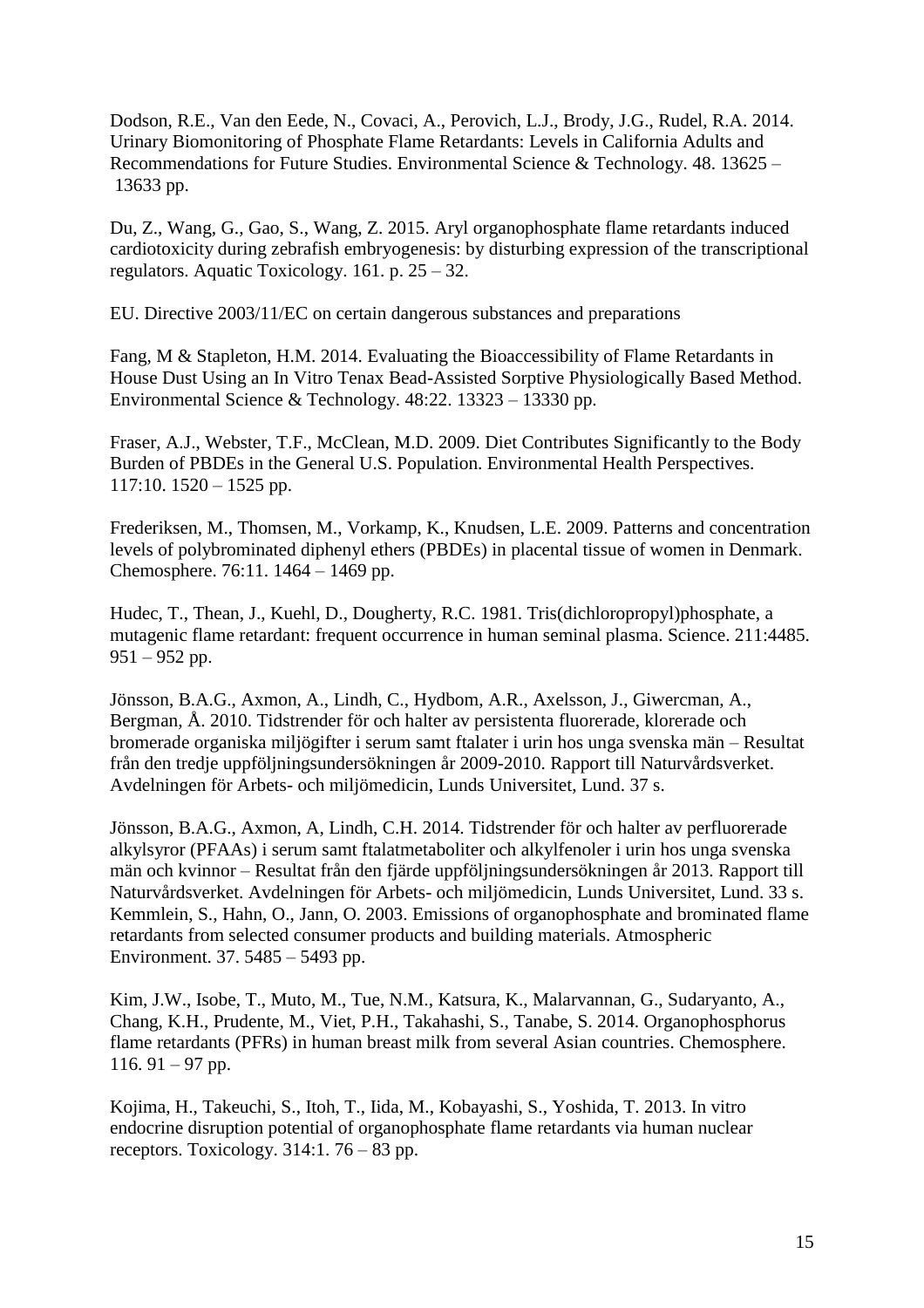Dodson, R.E., Van den Eede, N., Covaci, A., Perovich, L.J., Brody, J.G., Rudel, R.A. 2014. Urinary Biomonitoring of Phosphate Flame Retardants: Levels in California Adults and Recommendations for Future Studies. Environmental Science & Technology. 48. 13625 – 13633 pp.

Du, Z., Wang, G., Gao, S., Wang, Z. 2015. Aryl organophosphate flame retardants induced cardiotoxicity during zebrafish embryogenesis: by disturbing expression of the transcriptional regulators. Aquatic Toxicology. 161. p. 25 – 32.

EU. Directive 2003/11/EC on certain dangerous substances and preparations

Fang, M & Stapleton, H.M. 2014. Evaluating the Bioaccessibility of Flame Retardants in House Dust Using an In Vitro Tenax Bead-Assisted Sorptive Physiologically Based Method. Environmental Science & Technology. 48:22. 13323 – 13330 pp.

Fraser, A.J., Webster, T.F., McClean, M.D. 2009. Diet Contributes Significantly to the Body Burden of PBDEs in the General U.S. Population. Environmental Health Perspectives. 117:10. 1520 – 1525 pp.

Frederiksen, M., Thomsen, M., Vorkamp, K., Knudsen, L.E. 2009. Patterns and concentration levels of polybrominated diphenyl ethers (PBDEs) in placental tissue of women in Denmark. Chemosphere. 76:11. 1464 – 1469 pp.

Hudec, T., Thean, J., Kuehl, D., Dougherty, R.C. 1981. Tris(dichloropropyl)phosphate, a mutagenic flame retardant: frequent occurrence in human seminal plasma. Science. 211:4485. 951 – 952 pp.

Jönsson, B.A.G., Axmon, A., Lindh, C., Hydbom, A.R., Axelsson, J., Giwercman, A., Bergman, Å. 2010. Tidstrender för och halter av persistenta fluorerade, klorerade och bromerade organiska miljögifter i serum samt ftalater i urin hos unga svenska män – Resultat från den tredje uppföljningsundersökningen år 2009-2010. Rapport till Naturvårdsverket. Avdelningen för Arbets- och miljömedicin, Lunds Universitet, Lund. 37 s.

Jönsson, B.A.G., Axmon, A, Lindh, C.H. 2014. Tidstrender för och halter av perfluorerade alkylsyror (PFAAs) i serum samt ftalatmetaboliter och alkylfenoler i urin hos unga svenska män och kvinnor – Resultat från den fjärde uppföljningsundersökningen år 2013. Rapport till Naturvårdsverket. Avdelningen för Arbets- och miljömedicin, Lunds Universitet, Lund. 33 s.

Kemmlein, S., Hahn, O., Jann, O. 2003. Emissions of organophosphate and brominated flame retardants from selected consumer products and building materials. Atmospheric Environment. 37. 5485 – 5493 pp.

Kim, J.W., Isobe, T., Muto, M., Tue, N.M., Katsura, K., Malarvannan, G., Sudaryanto, A., Chang, K.H., Prudente, M., Viet, P.H., Takahashi, S., Tanabe, S. 2014. Organophosphorus flame retardants (PFRs) in human breast milk from several Asian countries. Chemosphere. 116. 91 – 97 pp.

Kojima, H., Takeuchi, S., Itoh, T., Iida, M., Kobayashi, S., Yoshida, T. 2013. In vitro endocrine disruption potential of organophosphate flame retardants via human nuclear receptors. Toxicology. 314:1. 76 – 83 pp.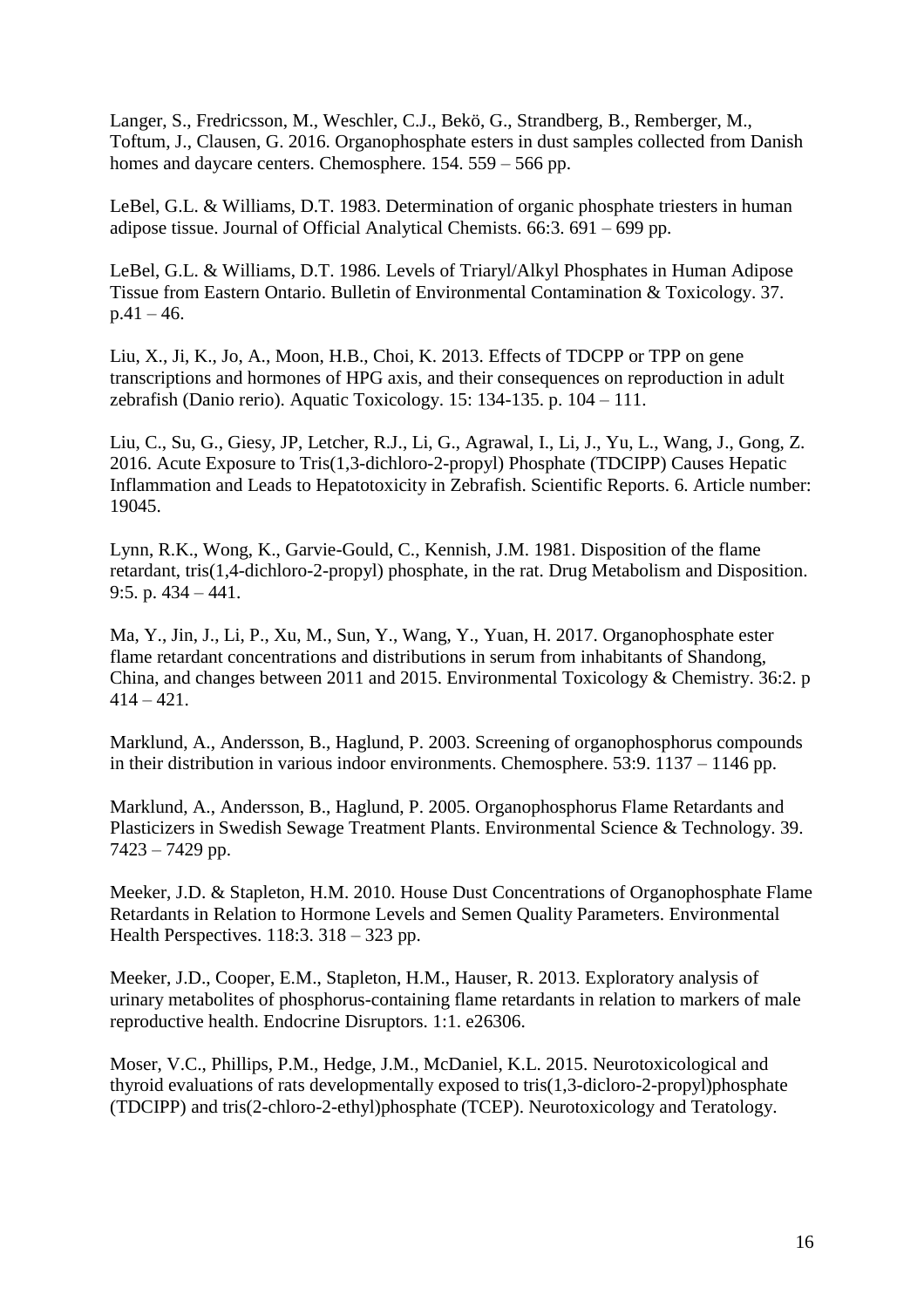Langer, S., Fredricsson, M., Weschler, C.J., Bekö, G., Strandberg, B., Remberger, M., Toftum, J., Clausen, G. 2016. Organophosphate esters in dust samples collected from Danish homes and daycare centers. Chemosphere. 154. 559 – 566 pp.

LeBel, G.L. & Williams, D.T. 1983. Determination of organic phosphate triesters in human adipose tissue. Journal of Official Analytical Chemists. 66:3. 691 – 699 pp.

LeBel, G.L. & Williams, D.T. 1986. Levels of Triaryl/Alkyl Phosphates in Human Adipose Tissue from Eastern Ontario. Bulletin of Environmental Contamination & Toxicology. 37. p.41 – 46.

Liu, X., Ji, K., Jo, A., Moon, H.B., Choi, K. 2013. Effects of TDCPP or TPP on gene transcriptions and hormones of HPG axis, and their consequences on reproduction in adult zebrafish (Danio rerio). Aquatic Toxicology. 15: 134-135. p. 104 – 111.

Liu, C., Su, G., Giesy, JP, Letcher, R.J., Li, G., Agrawal, I., Li, J., Yu, L., Wang, J., Gong, Z. 2016. Acute Exposure to Tris(1,3-dichloro-2-propyl) Phosphate (TDCIPP) Causes Hepatic Inflammation and Leads to Hepatotoxicity in Zebrafish. Scientific Reports. 6. Article number: 19045.

Lynn, R.K., Wong, K., Garvie-Gould, C., Kennish, J.M. 1981. Disposition of the flame retardant, tris(1,4-dichloro-2-propyl) phosphate, in the rat. Drug Metabolism and Disposition. 9:5. p. 434 – 441.

Ma, Y., Jin, J., Li, P., Xu, M., Sun, Y., Wang, Y., Yuan, H. 2017. Organophosphate ester flame retardant concentrations and distributions in serum from inhabitants of Shandong, China, and changes between 2011 and 2015. Environmental Toxicology & Chemistry. 36:2. p 414 – 421.

Marklund, A., Andersson, B., Haglund, P. 2003. Screening of organophosphorus compounds in their distribution in various indoor environments. Chemosphere. 53:9. 1137 – 1146 pp.

Marklund, A., Andersson, B., Haglund, P. 2005. Organophosphorus Flame Retardants and Plasticizers in Swedish Sewage Treatment Plants. Environmental Science & Technology. 39. 7423 – 7429 pp.

Meeker, J.D. & Stapleton, H.M. 2010. House Dust Concentrations of Organophosphate Flame Retardants in Relation to Hormone Levels and Semen Quality Parameters. Environmental Health Perspectives. 118:3. 318 – 323 pp.

Meeker, J.D., Cooper, E.M., Stapleton, H.M., Hauser, R. 2013. Exploratory analysis of urinary metabolites of phosphorus-containing flame retardants in relation to markers of male reproductive health. Endocrine Disruptors. 1:1. e26306.

Moser, V.C., Phillips, P.M., Hedge, J.M., McDaniel, K.L. 2015. Neurotoxicological and thyroid evaluations of rats developmentally exposed to tris(1,3-dicloro-2-propyl)phosphate (TDCIPP) and tris(2-chloro-2-ethyl)phosphate (TCEP). Neurotoxicology and Teratology.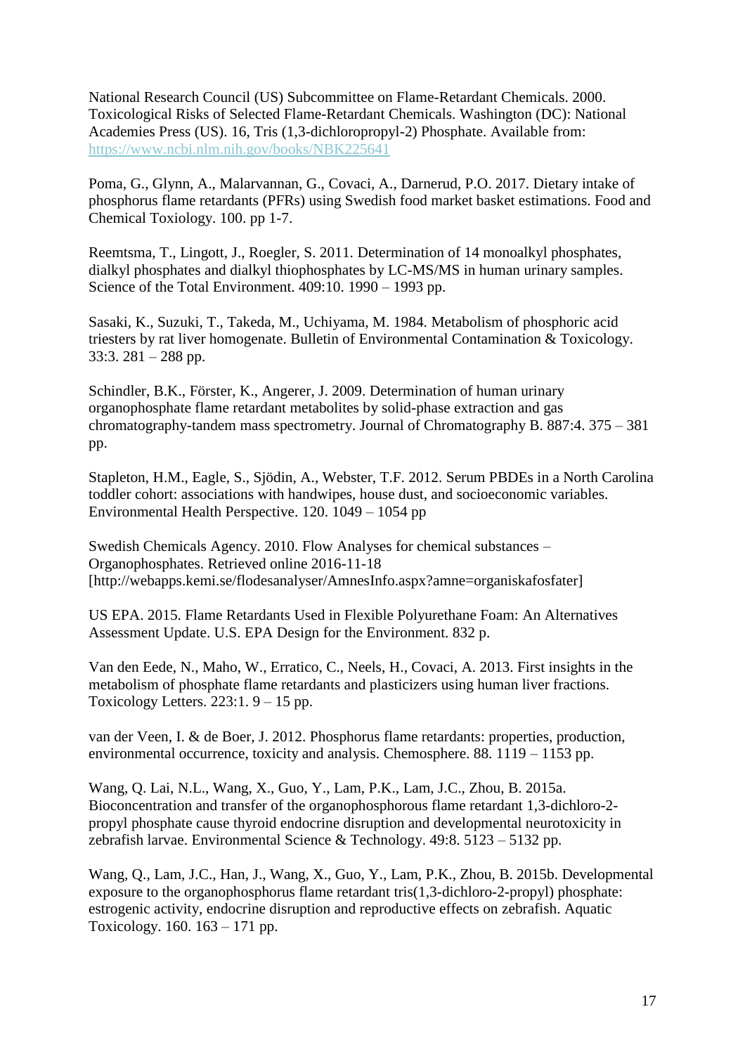National Research Council (US) Subcommittee on Flame-Retardant Chemicals. 2000. Toxicological Risks of Selected Flame-Retardant Chemicals. Washington (DC): National Academies Press (US). 16, Tris (1,3-dichloropropyl-2) Phosphate. Available from: https://www.ncbi.nlm.nih.gov/books/NBK225641

Poma, G., Glynn, A., Malarvannan, G., Covaci, A., Darnerud, P.O. 2017. Dietary intake of phosphorus flame retardants (PFRs) using Swedish food market basket estimations. Food and Chemical Toxiology. 100. pp 1-7.

Reemtsma, T., Lingott, J., Roegler, S. 2011. Determination of 14 monoalkyl phosphates, dialkyl phosphates and dialkyl thiophosphates by LC-MS/MS in human urinary samples. Science of the Total Environment. 409:10. 1990 – 1993 pp.

Sasaki, K., Suzuki, T., Takeda, M., Uchiyama, M. 1984. Metabolism of phosphoric acid triesters by rat liver homogenate. Bulletin of Environmental Contamination & Toxicology. 33:3. 281 – 288 pp.

Schindler, B.K., Förster, K., Angerer, J. 2009. Determination of human urinary organophosphate flame retardant metabolites by solid-phase extraction and gas chromatography-tandem mass spectrometry. Journal of Chromatography B. 887:4. 375 – 381 pp.

Stapleton, H.M., Eagle, S., Sjödin, A., Webster, T.F. 2012. Serum PBDEs in a North Carolina toddler cohort: associations with handwipes, house dust, and socioeconomic variables. Environmental Health Perspective. 120. 1049 – 1054 pp

Swedish Chemicals Agency. 2010. Flow Analyses for chemical substances – Organophosphates. Retrieved online 2016-11-18 [http://webapps.kemi.se/flodesanalyser/AmnesInfo.aspx?amne=organiskafosfater]

US EPA. 2015. Flame Retardants Used in Flexible Polyurethane Foam: An Alternatives Assessment Update. U.S. EPA Design for the Environment. 832 p.

Van den Eede, N., Maho, W., Erratico, C., Neels, H., Covaci, A. 2013. First insights in the metabolism of phosphate flame retardants and plasticizers using human liver fractions. Toxicology Letters. 223:1. 9 – 15 pp.

van der Veen, I. & de Boer, J. 2012. Phosphorus flame retardants: properties, production, environmental occurrence, toxicity and analysis. Chemosphere. 88. 1119 – 1153 pp.

Wang, Q. Lai, N.L., Wang, X., Guo, Y., Lam, P.K., Lam, J.C., Zhou, B. 2015a. Bioconcentration and transfer of the organophosphorous flame retardant 1,3-dichloro-2-propyl phosphate cause thyroid endocrine disruption and developmental neurotoxicity in zebrafish larvae. Environmental Science & Technology. 49:8. 5123 – 5132 pp.

Wang, Q., Lam, J.C., Han, J., Wang, X., Guo, Y., Lam, P.K., Zhou, B. 2015b. Developmental exposure to the organophosphorus flame retardant tris(1,3-dichloro-2-propyl) phosphate: estrogenic activity, endocrine disruption and reproductive effects on zebrafish. Aquatic Toxicology. 160. 163 – 171 pp.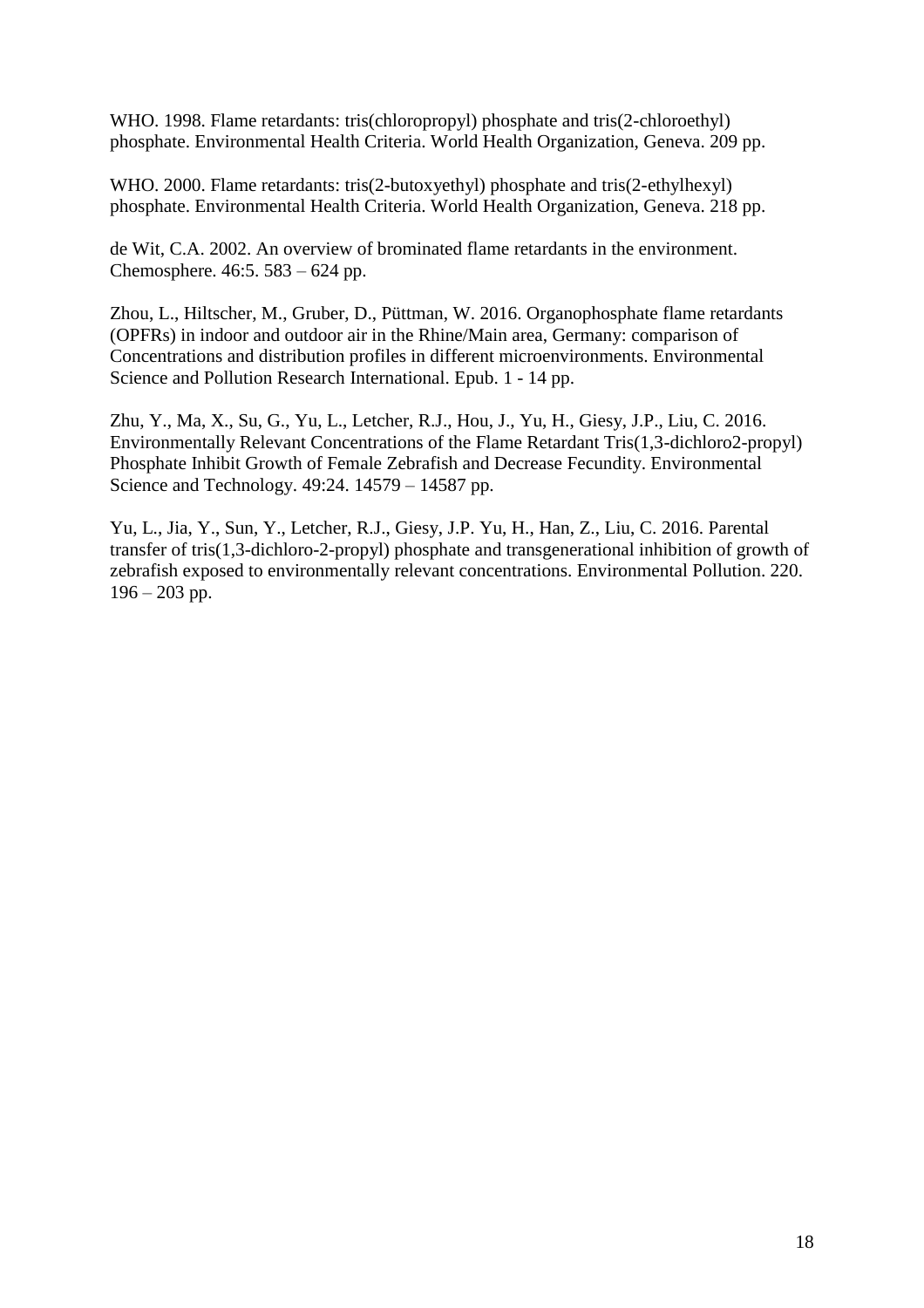WHO. 1998. Flame retardants: tris(chloropropyl) phosphate and tris(2-chloroethyl) phosphate. Environmental Health Criteria. World Health Organization, Geneva. 209 pp.

WHO. 2000. Flame retardants: tris(2-butoxyethyl) phosphate and tris(2-ethylhexyl) phosphate. Environmental Health Criteria. World Health Organization, Geneva. 218 pp.

de Wit, C.A. 2002. An overview of brominated flame retardants in the environment. Chemosphere. 46:5. 583 – 624 pp.

Zhou, L., Hiltscher, M., Gruber, D., Püttman, W. 2016. Organophosphate flame retardants (OPFRs) in indoor and outdoor air in the Rhine/Main area, Germany: comparison of Concentrations and distribution profiles in different microenvironments. Environmental Science and Pollution Research International. Epub. 1 - 14 pp.

Zhu, Y., Ma, X., Su, G., Yu, L., Letcher, R.J., Hou, J., Yu, H., Giesy, J.P., Liu, C. 2016. Environmentally Relevant Concentrations of the Flame Retardant Tris(1,3-dichloro2-propyl) Phosphate Inhibit Growth of Female Zebrafish and Decrease Fecundity. Environmental Science and Technology. 49:24. 14579 – 14587 pp.

Yu, L., Jia, Y., Sun, Y., Letcher, R.J., Giesy, J.P. Yu, H., Han, Z., Liu, C. 2016. Parental transfer of tris(1,3-dichloro-2-propyl) phosphate and transgenerational inhibition of growth of zebrafish exposed to environmentally relevant concentrations. Environmental Pollution. 220. 196 – 203 pp.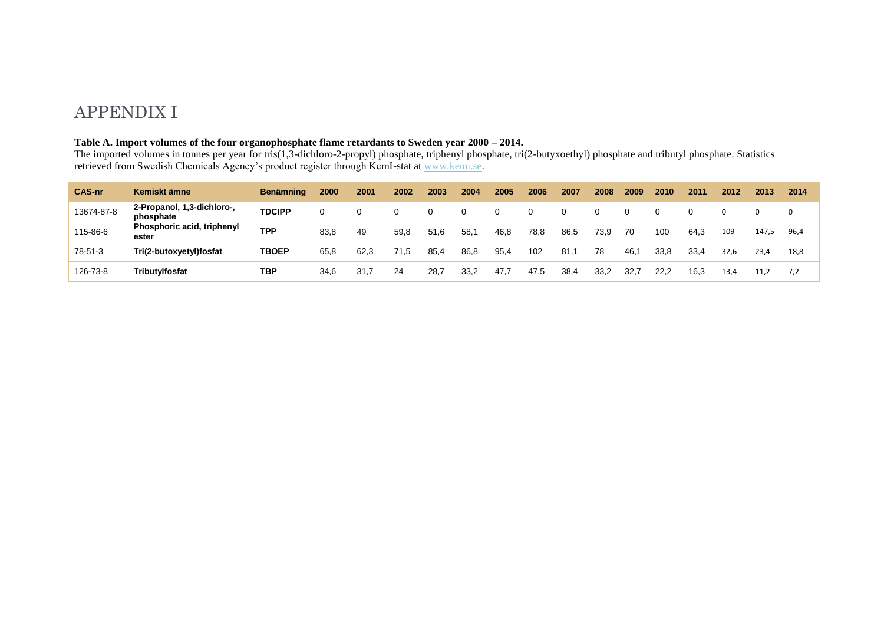# APPENDIX I

**Table A. Import volumes of the four organophosphate flame retardants to Sweden year 2000 – 2014.**
The imported volumes in tonnes per year for tris(1,3-dichloro-2-propyl) phosphate, triphenyl phosphate, tri(2-butyxoethyl) phosphate and tributyl phosphate. Statistics retrieved from Swedish Chemicals Agency's product register through KemI-stat at www.kemi.se.

| CAS-nr | Kemiskt ämne | Benämning | 2000 | 2001 | 2002 | 2003 | 2004 | 2005 | 2006 | 2007 | 2008 | 2009 | 2010 | 2011 | 2012 | 2013 | 2014 |
|---|---|---|---|---|---|---|---|---|---|---|---|---|---|---|---|---|---|
| 13674-87-8 | **2-Propanol, 1,3-dichloro-, phosphate** | **TDCIPP** | 0 | 0 | 0 | 0 | 0 | 0 | 0 | 0 | 0 | 0 | 0 | 0 | 0 | 0 | 0 |
| 115-86-6 | **Phosphoric acid, triphenyl ester** | **TPP** | 83,8 | 49 | 59,8 | 51,6 | 58,1 | 46,8 | 78,8 | 86,5 | 73,9 | 70 | 100 | 64,3 | 109 | 147,5 | 96,4 |
| 78-51-3 | **Tri(2-butoxyetyl)fosfat** | **TBOEP** | 65,8 | 62,3 | 71,5 | 85,4 | 86,8 | 95,4 | 102 | 81,1 | 78 | 46,1 | 33,8 | 33,4 | 32,6 | 23,4 | 18,8 |
| 126-73-8 | **Tributylfosfat** | **TBP** | 34,6 | 31,7 | 24 | 28,7 | 33,2 | 47,7 | 47,5 | 38,4 | 33,2 | 32,7 | 22,2 | 16,3 | 13,4 | 11,2 | 7,2 |